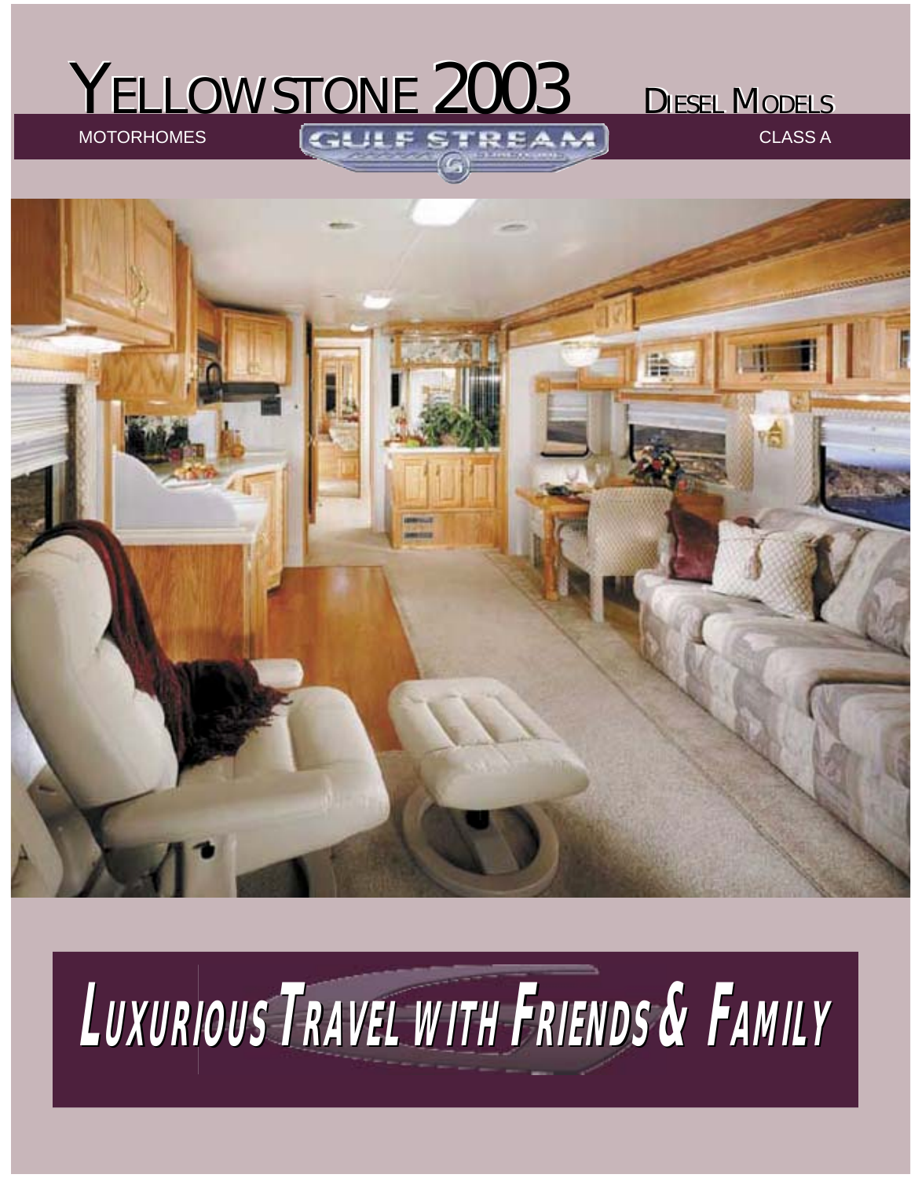# YELLOWSTONE 2003

DIESEL MODELS

MOTORHOMES

GULF STREAM

CLASS A

## *LUXURIOUS TRAVEL WITH FRIENDS & FAMILY*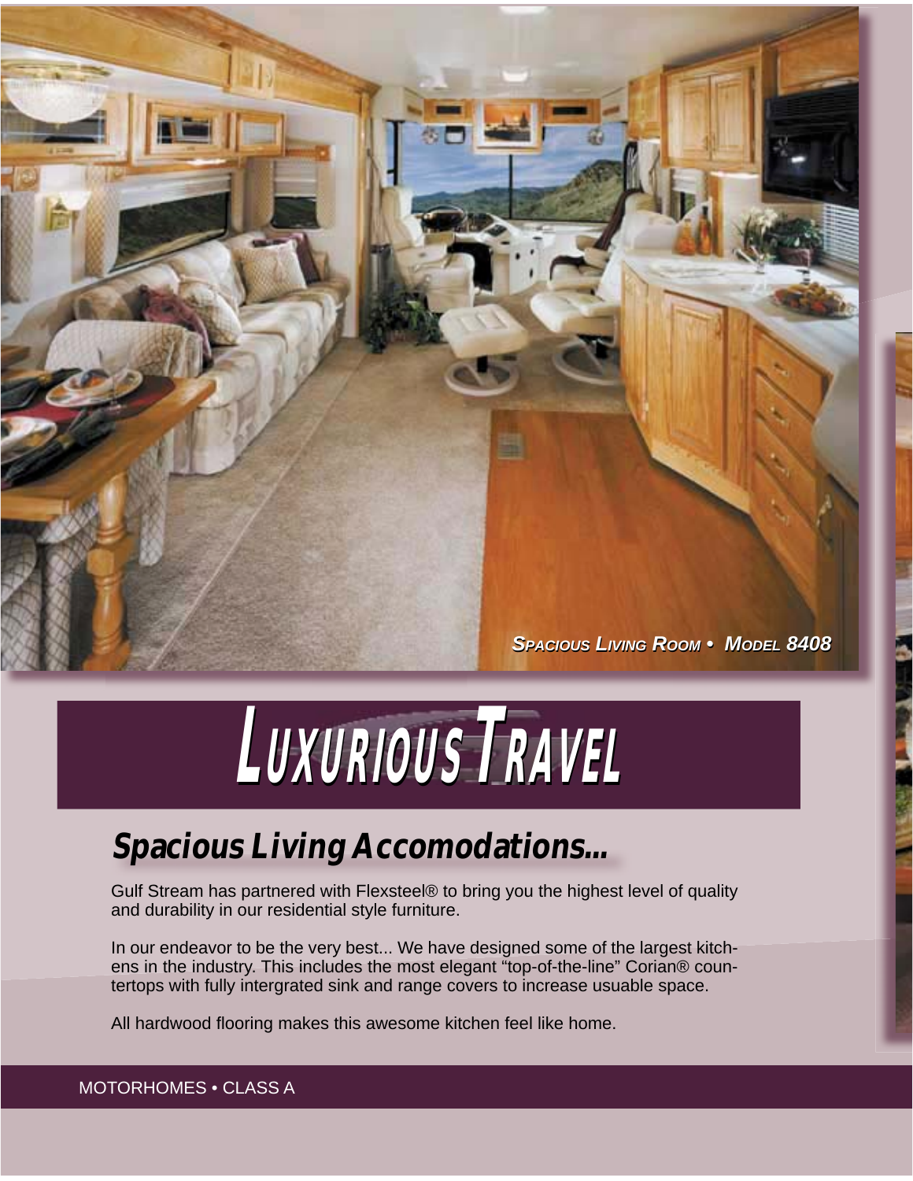*Spacious Living Room • Model 8408*

# Luxurious Travel

## Spacious Living Accomodations...

Gulf Stream has partnered with Flexsteel® to bring you the highest level of quality and durability in our residential style furniture.

In our endeavor to be the very best... We have designed some of the largest kitchens in the industry. This includes the most elegant "top-of-the-line" Corian® countertops with fully intergrated sink and range covers to increase usuable space.

All hardwood flooring makes this awesome kitchen feel like home.

MOTORHOMES • CLASS A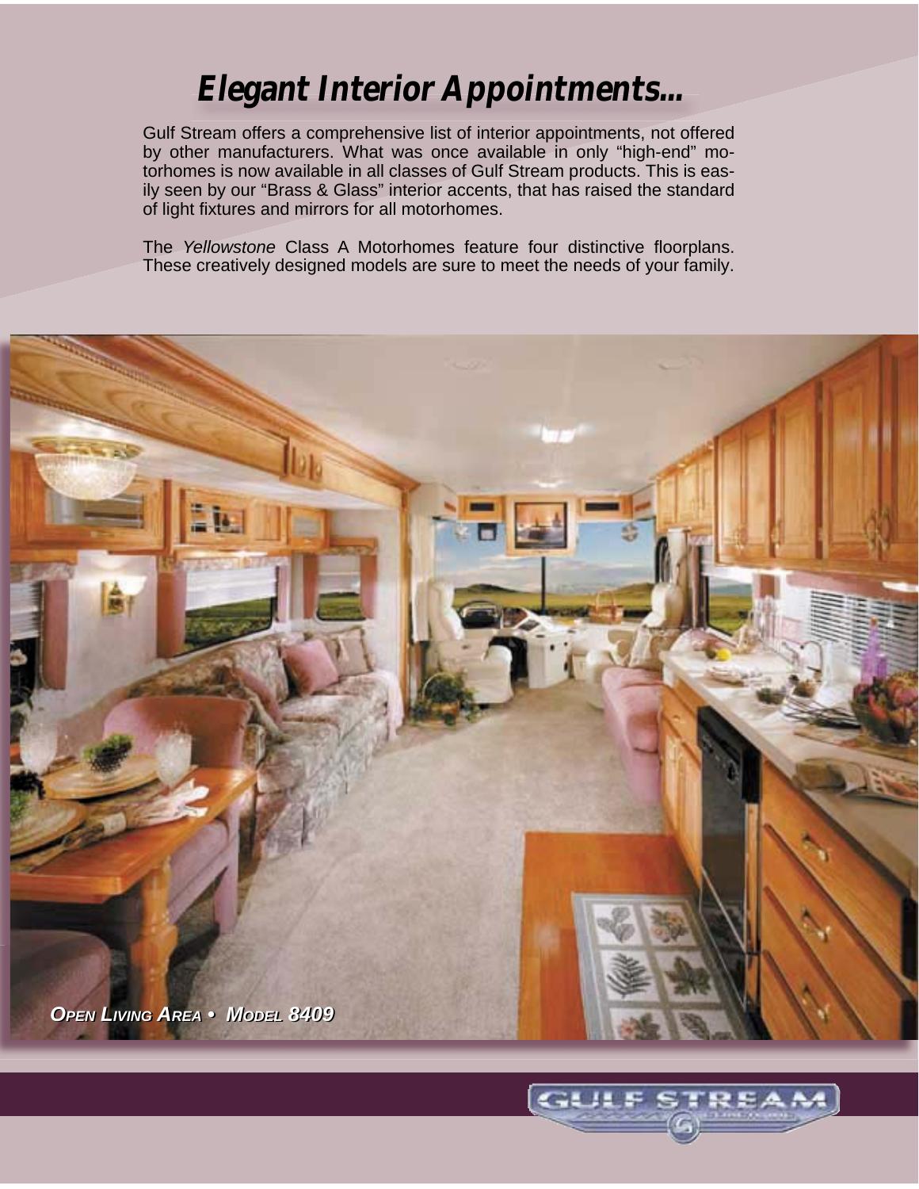# *Elegant Interior Appointments...*

Gulf Stream offers a comprehensive list of interior appointments, not offered by other manufacturers. What was once available in only "high-end" motorhomes is now available in all classes of Gulf Stream products. This is easily seen by our "Brass & Glass" interior accents, that has raised the standard of light fixtures and mirrors for all motorhomes.

The *Yellowstone* Class A Motorhomes feature four distinctive floorplans. These creatively designed models are sure to meet the needs of your family.

***Open Living Area • Model 8409***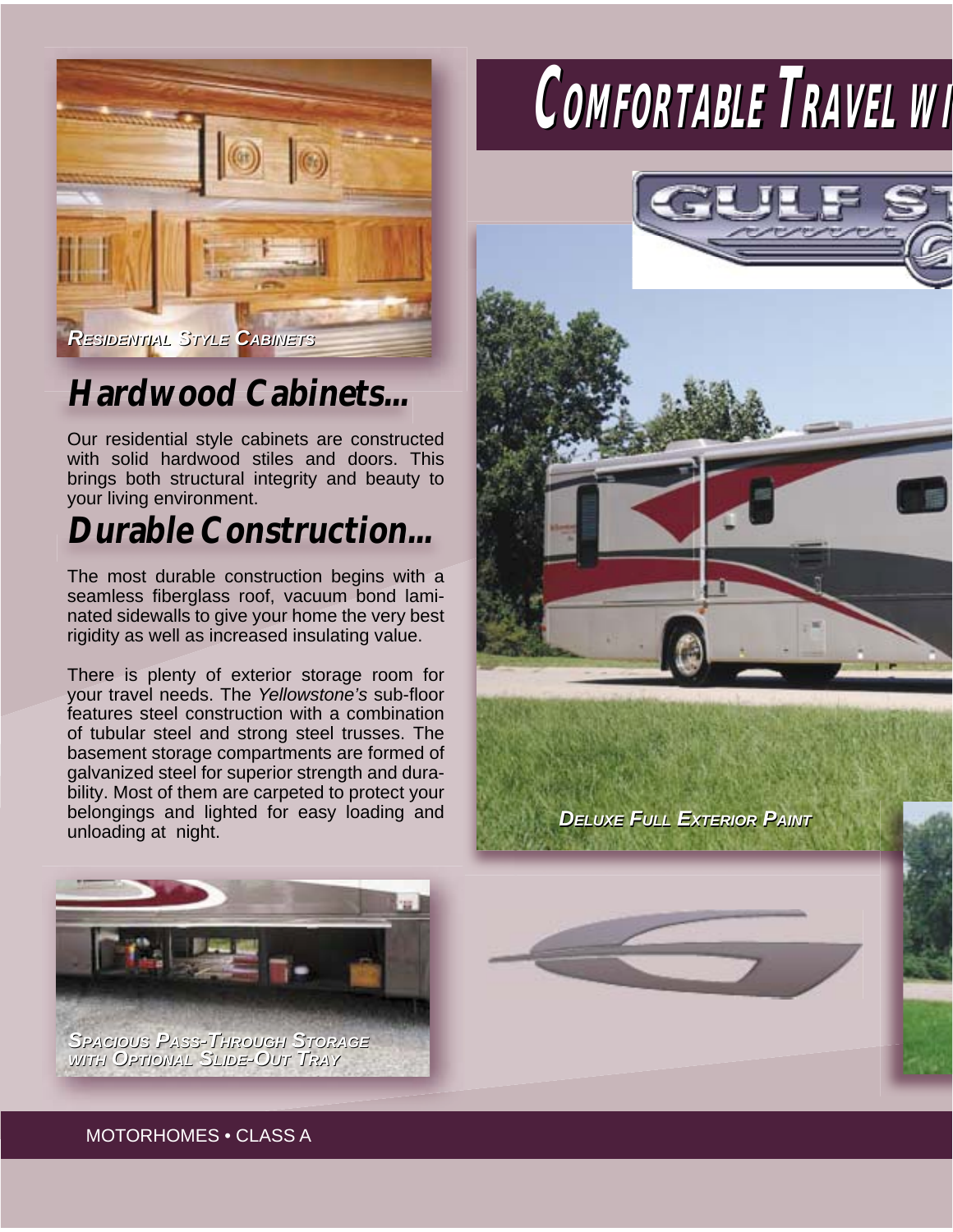# COMFORTABLE TRAVEL WI

RESIDENTIAL STYLE CABINETS

## Hardwood Cabinets...

Our residential style cabinets are constructed with solid hardwood stiles and doors. This brings both structural integrity and beauty to your living environment.

## Durable Construction...

The most durable construction begins with a seamless fiberglass roof, vacuum bond laminated sidewalls to give your home the very best rigidity as well as increased insulating value.

There is plenty of exterior storage room for your travel needs. The *Yellowstone's* sub-floor features steel construction with a combination of tubular steel and strong steel trusses. The basement storage compartments are formed of galvanized steel for superior strength and durability. Most of them are carpeted to protect your belongings and lighted for easy loading and unloading at night.

DELUXE FULL EXTERIOR PAINT

SPACIOUS PASS-THROUGH STORAGE WITH OPTIONAL SLIDE-OUT TRAY

MOTORHOMES • CLASS A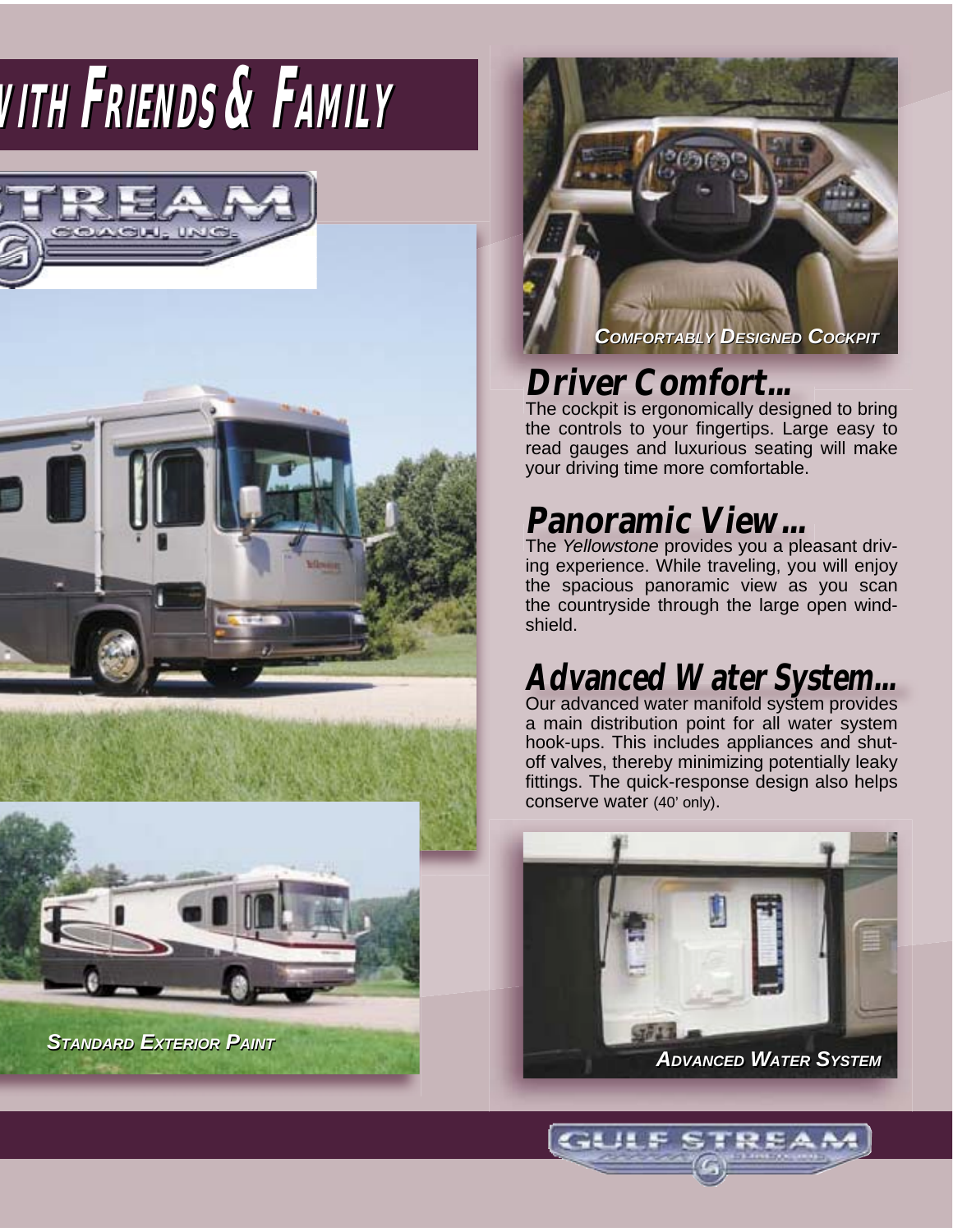# WITH FRIENDS & FAMILY

COMFORTABLY DESIGNED COCKPIT

## Driver Comfort...

The cockpit is ergonomically designed to bring the controls to your fingertips. Large easy to read gauges and luxurious seating will make your driving time more comfortable.

## Panoramic View...

The *Yellowstone* provides you a pleasant driving experience. While traveling, you will enjoy the spacious panoramic view as you scan the countryside through the large open windshield.

## Advanced Water System...

Our advanced water manifold system provides a main distribution point for all water system hook-ups. This includes appliances and shut-off valves, thereby minimizing potentially leaky fittings. The quick-response design also helps conserve water (40' only).

STANDARD EXTERIOR PAINT

ADVANCED WATER SYSTEM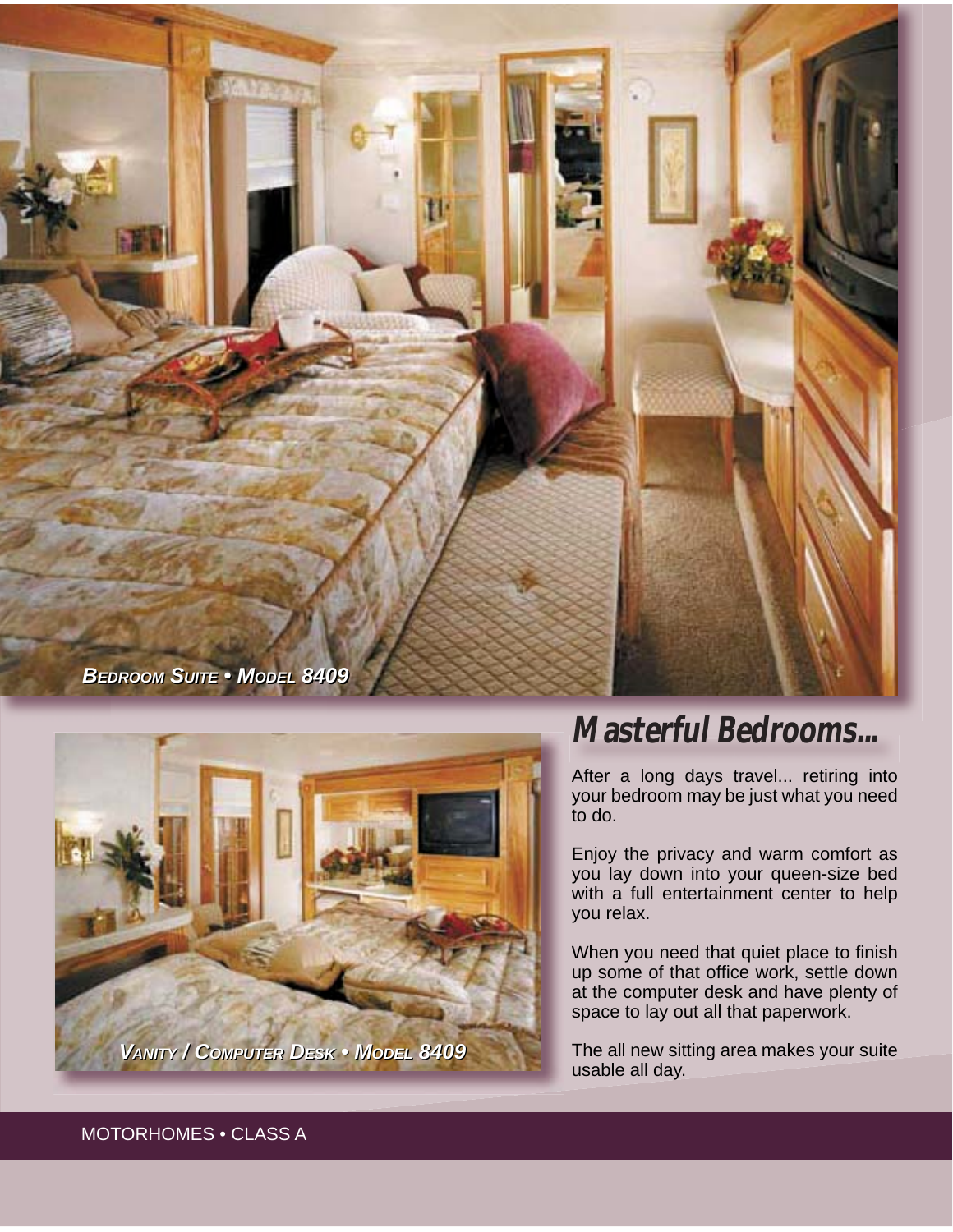BEDROOM SUITE • MODEL 8409

VANITY / COMPUTER DESK • MODEL 8409

# Masterful Bedrooms...

After a long days travel... retiring into your bedroom may be just what you need to do.

Enjoy the privacy and warm comfort as you lay down into your queen-size bed with a full entertainment center to help you relax.

When you need that quiet place to finish up some of that office work, settle down at the computer desk and have plenty of space to lay out all that paperwork.

The all new sitting area makes your suite usable all day.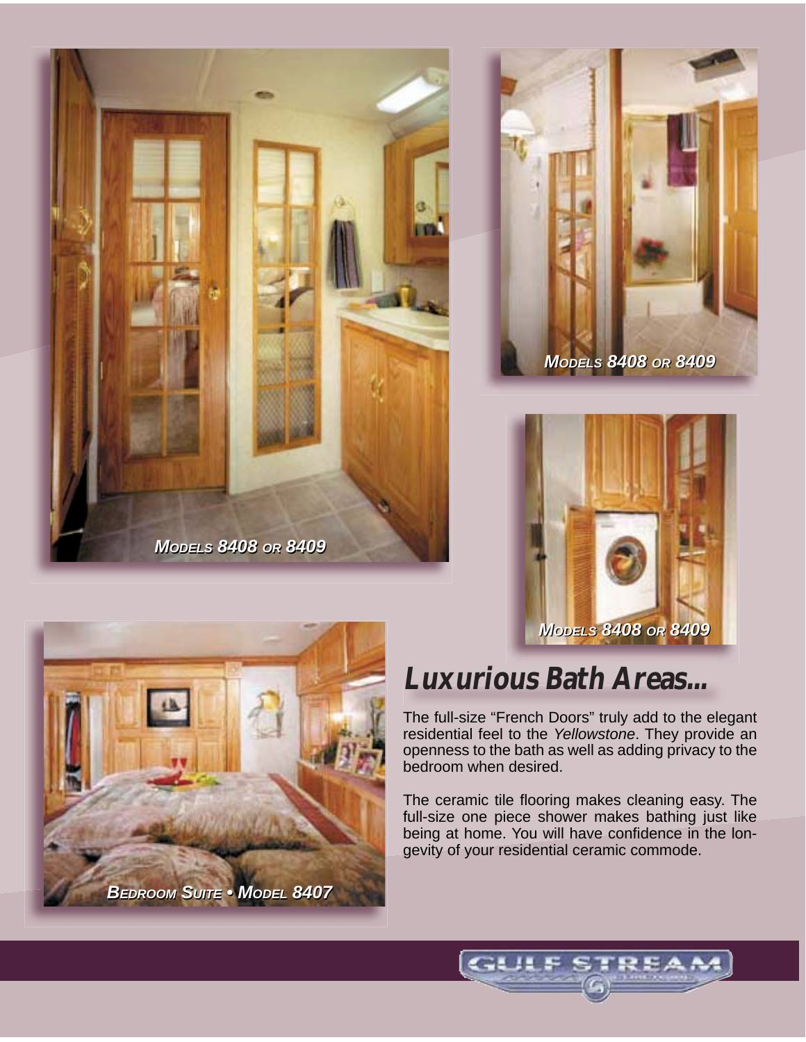*Models 8408 or 8409*

*Models 8408 or 8409*

*Models 8408 or 8409*

*Bedroom Suite • Model 8407*

## Luxurious Bath Areas...

The full-size "French Doors" truly add to the elegant residential feel to the *Yellowstone*. They provide an openness to the bath as well as adding privacy to the bedroom when desired.

The ceramic tile flooring makes cleaning easy. The full-size one piece shower makes bathing just like being at home. You will have confidence in the longevity of your residential ceramic commode.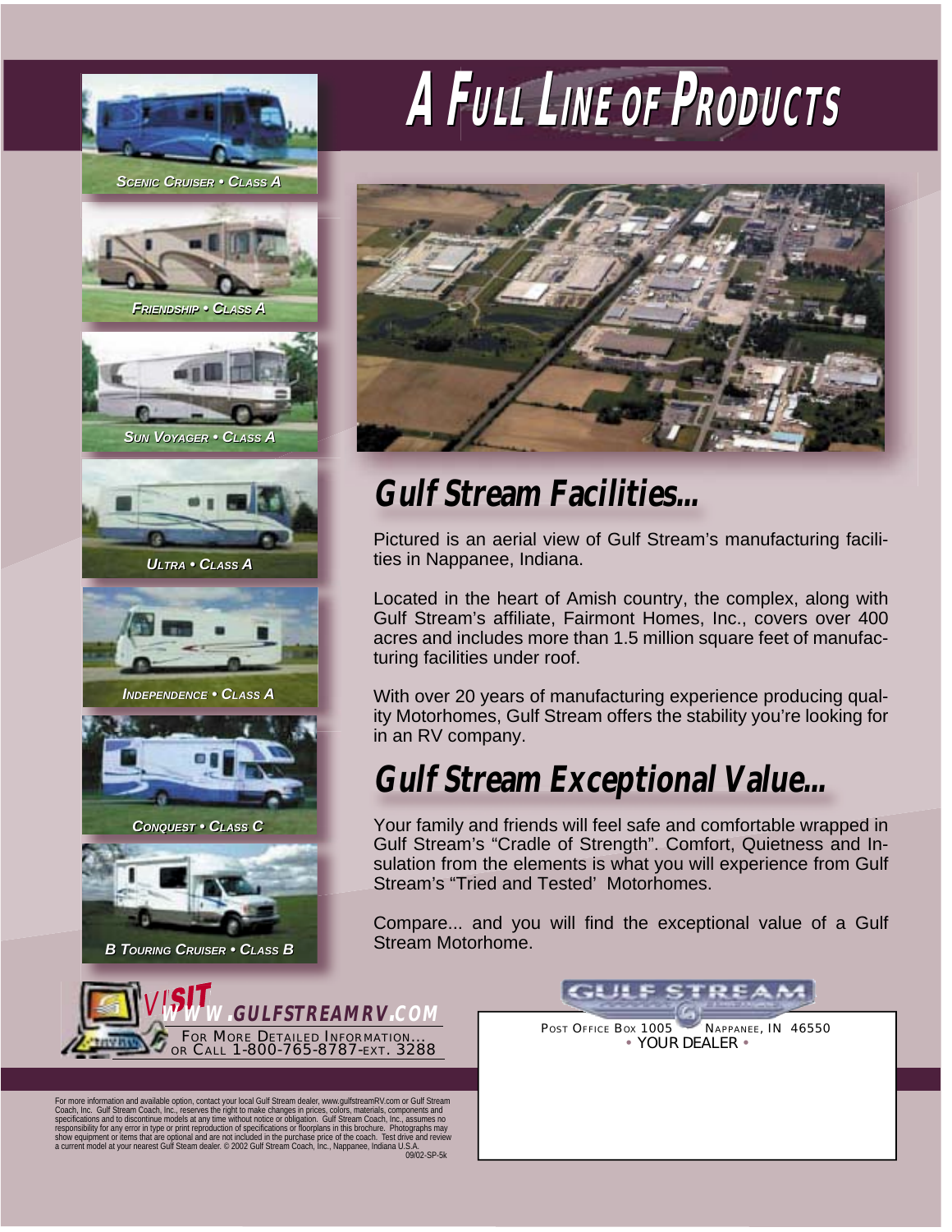# A Full Line of Products

Scenic Cruiser • Class A

Friendship • Class A

Sun Voyager • Class A

Ultra • Class A

Independence • Class A

Conquest • Class C

B Touring Cruiser • Class B

## Gulf Stream Facilities...

Pictured is an aerial view of Gulf Stream's manufacturing facilities in Nappanee, Indiana.

Located in the heart of Amish country, the complex, along with Gulf Stream's affiliate, Fairmont Homes, Inc., covers over 400 acres and includes more than 1.5 million square feet of manufacturing facilities under roof.

With over 20 years of manufacturing experience producing quality Motorhomes, Gulf Stream offers the stability you're looking for in an RV company.

## Gulf Stream Exceptional Value...

Your family and friends will feel safe and comfortable wrapped in Gulf Stream's "Cradle of Strength". Comfort, Quietness and Insulation from the elements is what you will experience from Gulf Stream's "Tried and Tested' Motorhomes.

Compare... and you will find the exceptional value of a Gulf Stream Motorhome.

VISIT WWW.GULFSTREAMRV.COM

For More Detailed Information... or Call 1-800-765-8787-ext. 3288

GULF STREAM

Post Office Box 1005 Nappanee, IN 46550

• YOUR DEALER •

For more information and available option, contact your local Gulf Stream dealer, www.gulfstreamRV.com or Gulf Stream Coach, Inc. Gulf Stream Coach, Inc., reserves the right to make changes in prices, colors, materials, components and specifications and to discontinue models at any time without notice or obligation. Gulf Stream Coach, Inc., assumes no responsibility for any error in type or print reproduction of specifications or floorplans in this brochure. Photographs may show equipment or items that are optional and are not included in the purchase price of the coach. Test drive and review a current model at your nearest Gulf Steam dealer. © 2002 Gulf Stream Coach, Inc., Nappanee, Indiana U.S.A.

09/02-SP-5k